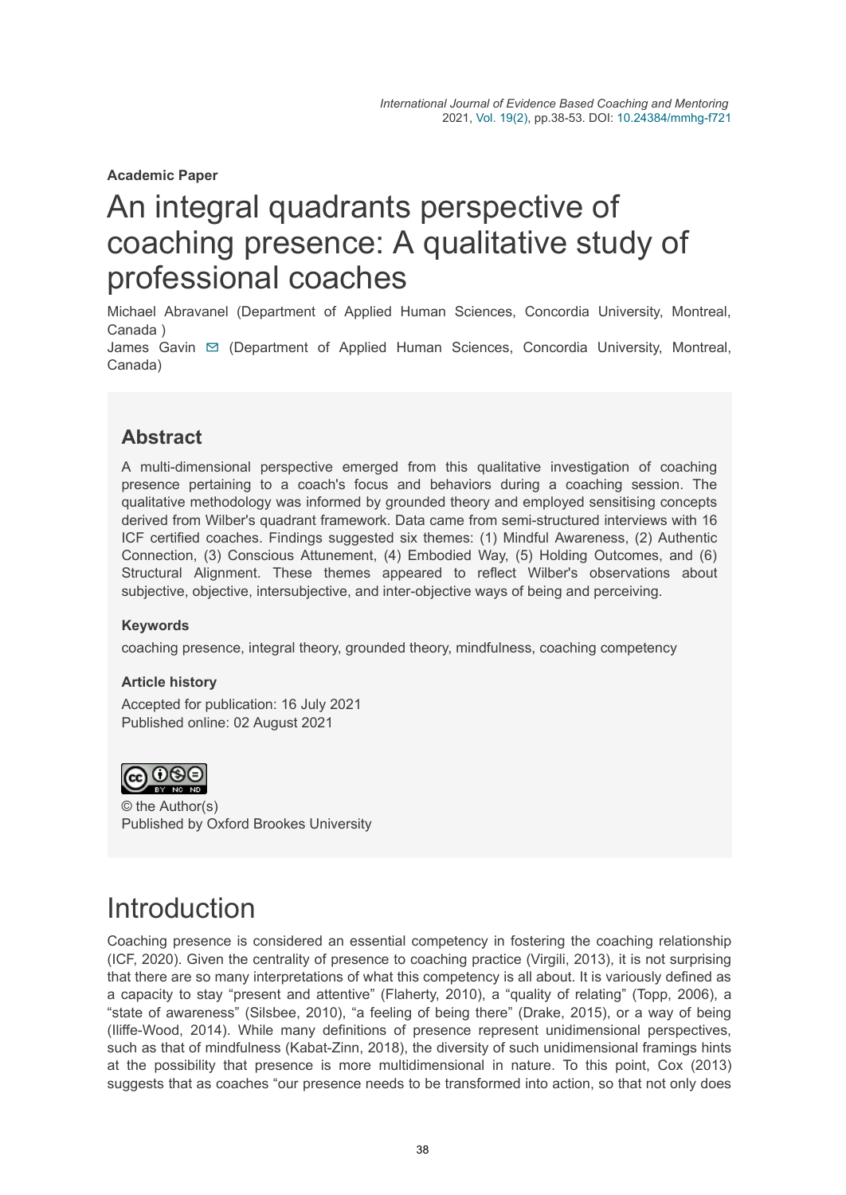*International Journal of Evidence Based Coaching and Mentoring*
2021, Vol. 19(2), pp.38-53. DOI: 10.24384/mmhg-f721

**Academic Paper**

# An integral quadrants perspective of coaching presence: A qualitative study of professional coaches

Michael Abravanel (Department of Applied Human Sciences, Concordia University, Montreal, Canada )
James Gavin (Department of Applied Human Sciences, Concordia University, Montreal, Canada)

## Abstract

A multi-dimensional perspective emerged from this qualitative investigation of coaching presence pertaining to a coach's focus and behaviors during a coaching session. The qualitative methodology was informed by grounded theory and employed sensitising concepts derived from Wilber's quadrant framework. Data came from semi-structured interviews with 16 ICF certified coaches. Findings suggested six themes: (1) Mindful Awareness, (2) Authentic Connection, (3) Conscious Attunement, (4) Embodied Way, (5) Holding Outcomes, and (6) Structural Alignment. These themes appeared to reflect Wilber's observations about subjective, objective, intersubjective, and inter-objective ways of being and perceiving.

### Keywords

coaching presence, integral theory, grounded theory, mindfulness, coaching competency

### Article history

Accepted for publication: 16 July 2021
Published online: 02 August 2021

© the Author(s)
Published by Oxford Brookes University

# Introduction

Coaching presence is considered an essential competency in fostering the coaching relationship (ICF, 2020). Given the centrality of presence to coaching practice (Virgili, 2013), it is not surprising that there are so many interpretations of what this competency is all about. It is variously defined as a capacity to stay "present and attentive" (Flaherty, 2010), a "quality of relating" (Topp, 2006), a "state of awareness" (Silsbee, 2010), "a feeling of being there" (Drake, 2015), or a way of being (Iliffe-Wood, 2014). While many definitions of presence represent unidimensional perspectives, such as that of mindfulness (Kabat-Zinn, 2018), the diversity of such unidimensional framings hints at the possibility that presence is more multidimensional in nature. To this point, Cox (2013) suggests that as coaches "our presence needs to be transformed into action, so that not only does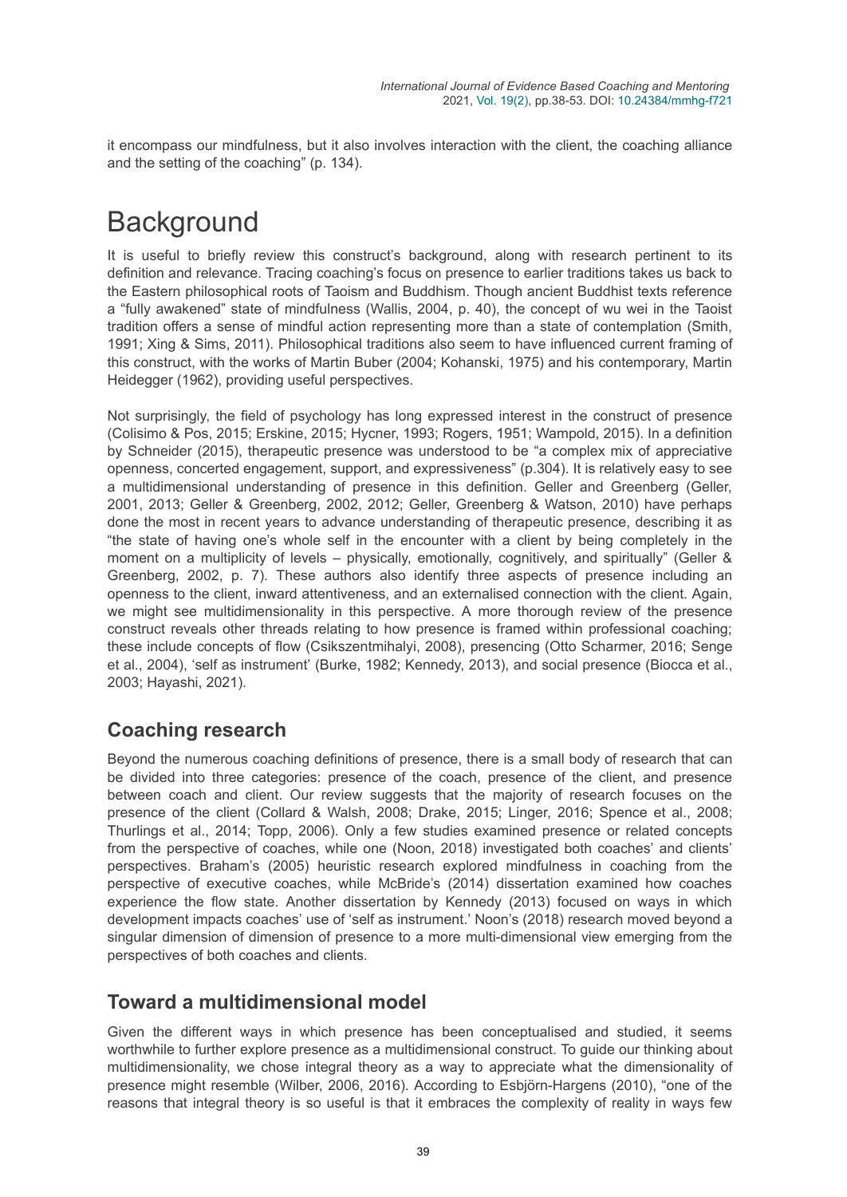it encompass our mindfulness, but it also involves interaction with the client, the coaching alliance and the setting of the coaching" (p. 134).

# Background

It is useful to briefly review this construct's background, along with research pertinent to its definition and relevance. Tracing coaching's focus on presence to earlier traditions takes us back to the Eastern philosophical roots of Taoism and Buddhism. Though ancient Buddhist texts reference a "fully awakened" state of mindfulness (Wallis, 2004, p. 40), the concept of wu wei in the Taoist tradition offers a sense of mindful action representing more than a state of contemplation (Smith, 1991; Xing & Sims, 2011). Philosophical traditions also seem to have influenced current framing of this construct, with the works of Martin Buber (2004; Kohanski, 1975) and his contemporary, Martin Heidegger (1962), providing useful perspectives.

Not surprisingly, the field of psychology has long expressed interest in the construct of presence (Colisimo & Pos, 2015; Erskine, 2015; Hycner, 1993; Rogers, 1951; Wampold, 2015). In a definition by Schneider (2015), therapeutic presence was understood to be "a complex mix of appreciative openness, concerted engagement, support, and expressiveness" (p.304). It is relatively easy to see a multidimensional understanding of presence in this definition. Geller and Greenberg (Geller, 2001, 2013; Geller & Greenberg, 2002, 2012; Geller, Greenberg & Watson, 2010) have perhaps done the most in recent years to advance understanding of therapeutic presence, describing it as "the state of having one's whole self in the encounter with a client by being completely in the moment on a multiplicity of levels – physically, emotionally, cognitively, and spiritually" (Geller & Greenberg, 2002, p. 7). These authors also identify three aspects of presence including an openness to the client, inward attentiveness, and an externalised connection with the client. Again, we might see multidimensionality in this perspective. A more thorough review of the presence construct reveals other threads relating to how presence is framed within professional coaching; these include concepts of flow (Csikszentmihalyi, 2008), presencing (Otto Scharmer, 2016; Senge et al., 2004), 'self as instrument' (Burke, 1982; Kennedy, 2013), and social presence (Biocca et al., 2003; Hayashi, 2021).

## Coaching research

Beyond the numerous coaching definitions of presence, there is a small body of research that can be divided into three categories: presence of the coach, presence of the client, and presence between coach and client. Our review suggests that the majority of research focuses on the presence of the client (Collard & Walsh, 2008; Drake, 2015; Linger, 2016; Spence et al., 2008; Thurlings et al., 2014; Topp, 2006). Only a few studies examined presence or related concepts from the perspective of coaches, while one (Noon, 2018) investigated both coaches' and clients' perspectives. Braham's (2005) heuristic research explored mindfulness in coaching from the perspective of executive coaches, while McBride's (2014) dissertation examined how coaches experience the flow state. Another dissertation by Kennedy (2013) focused on ways in which development impacts coaches' use of 'self as instrument.' Noon's (2018) research moved beyond a singular dimension of dimension of presence to a more multi-dimensional view emerging from the perspectives of both coaches and clients.

## Toward a multidimensional model

Given the different ways in which presence has been conceptualised and studied, it seems worthwhile to further explore presence as a multidimensional construct. To guide our thinking about multidimensionality, we chose integral theory as a way to appreciate what the dimensionality of presence might resemble (Wilber, 2006, 2016). According to Esbjörn-Hargens (2010), "one of the reasons that integral theory is so useful is that it embraces the complexity of reality in ways few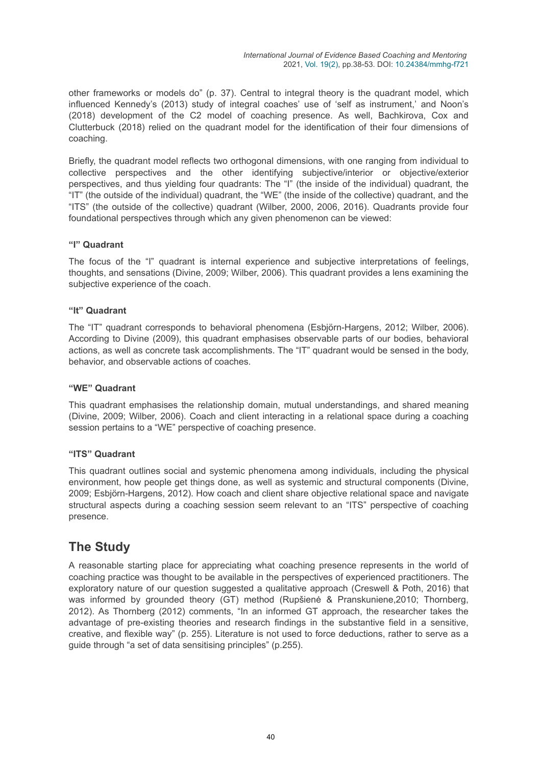other frameworks or models do" (p. 37). Central to integral theory is the quadrant model, which influenced Kennedy's (2013) study of integral coaches' use of 'self as instrument,' and Noon's (2018) development of the C2 model of coaching presence. As well, Bachkirova, Cox and Clutterbuck (2018) relied on the quadrant model for the identification of their four dimensions of coaching.

Briefly, the quadrant model reflects two orthogonal dimensions, with one ranging from individual to collective perspectives and the other identifying subjective/interior or objective/exterior perspectives, and thus yielding four quadrants: The "I" (the inside of the individual) quadrant, the "IT" (the outside of the individual) quadrant, the "WE" (the inside of the collective) quadrant, and the "ITS" (the outside of the collective) quadrant (Wilber, 2000, 2006, 2016). Quadrants provide four foundational perspectives through which any given phenomenon can be viewed:

### "I" Quadrant

The focus of the "I" quadrant is internal experience and subjective interpretations of feelings, thoughts, and sensations (Divine, 2009; Wilber, 2006). This quadrant provides a lens examining the subjective experience of the coach.

### "It" Quadrant

The "IT" quadrant corresponds to behavioral phenomena (Esbjörn-Hargens, 2012; Wilber, 2006). According to Divine (2009), this quadrant emphasises observable parts of our bodies, behavioral actions, as well as concrete task accomplishments. The "IT" quadrant would be sensed in the body, behavior, and observable actions of coaches.

### "WE" Quadrant

This quadrant emphasises the relationship domain, mutual understandings, and shared meaning (Divine, 2009; Wilber, 2006). Coach and client interacting in a relational space during a coaching session pertains to a "WE" perspective of coaching presence.

### "ITS" Quadrant

This quadrant outlines social and systemic phenomena among individuals, including the physical environment, how people get things done, as well as systemic and structural components (Divine, 2009; Esbjörn-Hargens, 2012). How coach and client share objective relational space and navigate structural aspects during a coaching session seem relevant to an "ITS" perspective of coaching presence.

## The Study

A reasonable starting place for appreciating what coaching presence represents in the world of coaching practice was thought to be available in the perspectives of experienced practitioners. The exploratory nature of our question suggested a qualitative approach (Creswell & Poth, 2016) that was informed by grounded theory (GT) method (Rupšienė & Pranskuniene,2010; Thornberg, 2012). As Thornberg (2012) comments, "In an informed GT approach, the researcher takes the advantage of pre-existing theories and research findings in the substantive field in a sensitive, creative, and flexible way" (p. 255). Literature is not used to force deductions, rather to serve as a guide through "a set of data sensitising principles" (p.255).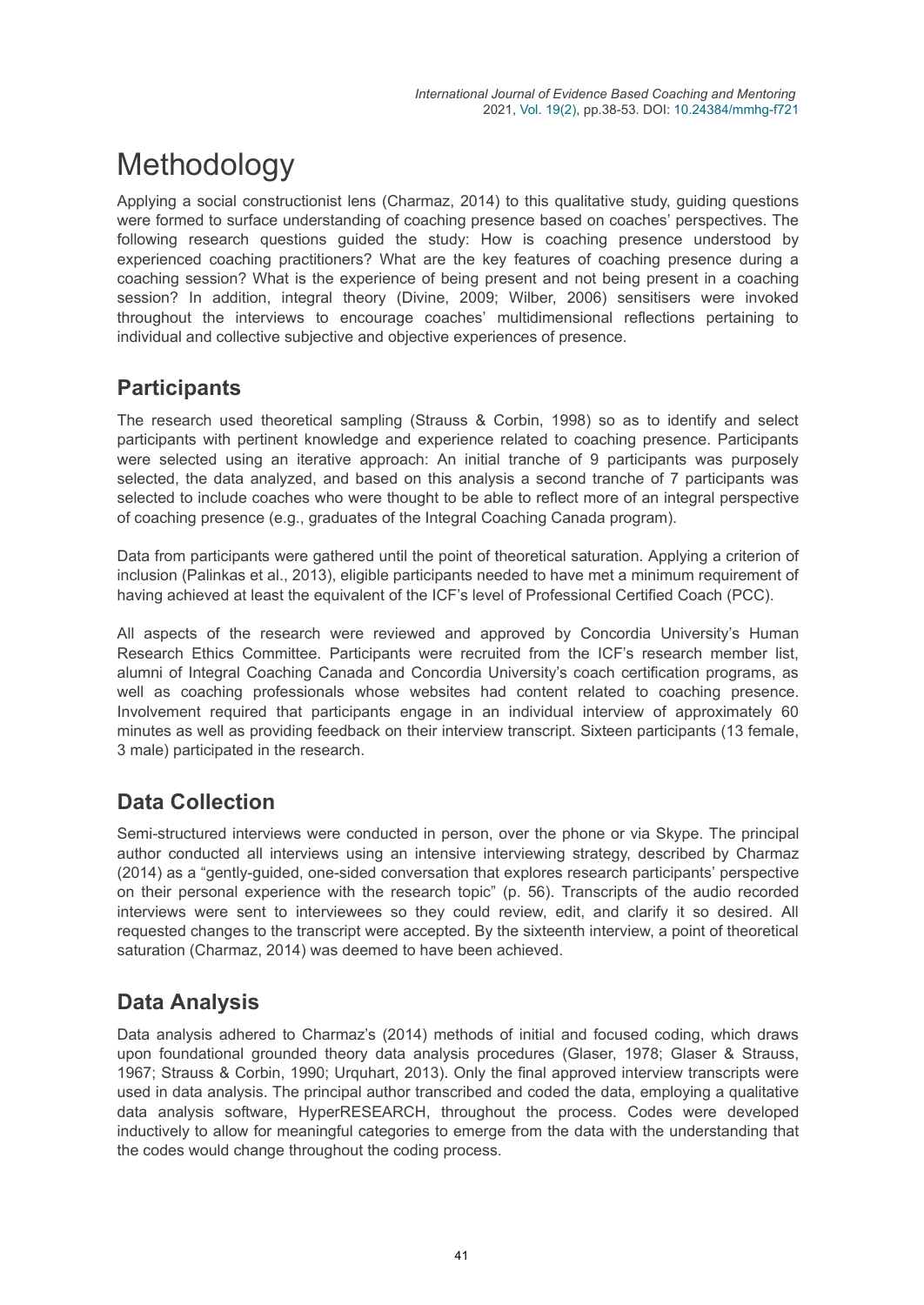# Methodology

Applying a social constructionist lens (Charmaz, 2014) to this qualitative study, guiding questions were formed to surface understanding of coaching presence based on coaches' perspectives. The following research questions guided the study: How is coaching presence understood by experienced coaching practitioners? What are the key features of coaching presence during a coaching session? What is the experience of being present and not being present in a coaching session? In addition, integral theory (Divine, 2009; Wilber, 2006) sensitisers were invoked throughout the interviews to encourage coaches' multidimensional reflections pertaining to individual and collective subjective and objective experiences of presence.

## Participants

The research used theoretical sampling (Strauss & Corbin, 1998) so as to identify and select participants with pertinent knowledge and experience related to coaching presence. Participants were selected using an iterative approach: An initial tranche of 9 participants was purposely selected, the data analyzed, and based on this analysis a second tranche of 7 participants was selected to include coaches who were thought to be able to reflect more of an integral perspective of coaching presence (e.g., graduates of the Integral Coaching Canada program).

Data from participants were gathered until the point of theoretical saturation. Applying a criterion of inclusion (Palinkas et al., 2013), eligible participants needed to have met a minimum requirement of having achieved at least the equivalent of the ICF's level of Professional Certified Coach (PCC).

All aspects of the research were reviewed and approved by Concordia University's Human Research Ethics Committee. Participants were recruited from the ICF's research member list, alumni of Integral Coaching Canada and Concordia University's coach certification programs, as well as coaching professionals whose websites had content related to coaching presence. Involvement required that participants engage in an individual interview of approximately 60 minutes as well as providing feedback on their interview transcript. Sixteen participants (13 female, 3 male) participated in the research.

## Data Collection

Semi-structured interviews were conducted in person, over the phone or via Skype. The principal author conducted all interviews using an intensive interviewing strategy, described by Charmaz (2014) as a "gently-guided, one-sided conversation that explores research participants' perspective on their personal experience with the research topic" (p. 56). Transcripts of the audio recorded interviews were sent to interviewees so they could review, edit, and clarify it so desired. All requested changes to the transcript were accepted. By the sixteenth interview, a point of theoretical saturation (Charmaz, 2014) was deemed to have been achieved.

## Data Analysis

Data analysis adhered to Charmaz's (2014) methods of initial and focused coding, which draws upon foundational grounded theory data analysis procedures (Glaser, 1978; Glaser & Strauss, 1967; Strauss & Corbin, 1990; Urquhart, 2013). Only the final approved interview transcripts were used in data analysis. The principal author transcribed and coded the data, employing a qualitative data analysis software, HyperRESEARCH, throughout the process. Codes were developed inductively to allow for meaningful categories to emerge from the data with the understanding that the codes would change throughout the coding process.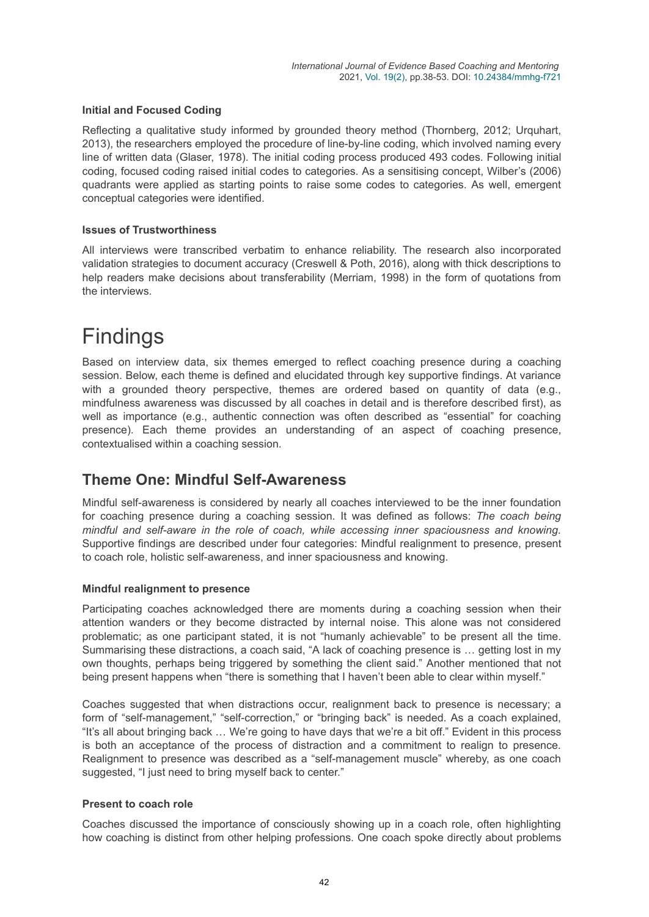### Initial and Focused Coding

Reflecting a qualitative study informed by grounded theory method (Thornberg, 2012; Urquhart, 2013), the researchers employed the procedure of line-by-line coding, which involved naming every line of written data (Glaser, 1978). The initial coding process produced 493 codes. Following initial coding, focused coding raised initial codes to categories. As a sensitising concept, Wilber's (2006) quadrants were applied as starting points to raise some codes to categories. As well, emergent conceptual categories were identified.

### Issues of Trustworthiness

All interviews were transcribed verbatim to enhance reliability. The research also incorporated validation strategies to document accuracy (Creswell & Poth, 2016), along with thick descriptions to help readers make decisions about transferability (Merriam, 1998) in the form of quotations from the interviews.

# Findings

Based on interview data, six themes emerged to reflect coaching presence during a coaching session. Below, each theme is defined and elucidated through key supportive findings. At variance with a grounded theory perspective, themes are ordered based on quantity of data (e.g., mindfulness awareness was discussed by all coaches in detail and is therefore described first), as well as importance (e.g., authentic connection was often described as "essential" for coaching presence). Each theme provides an understanding of an aspect of coaching presence, contextualised within a coaching session.

## Theme One: Mindful Self-Awareness

Mindful self-awareness is considered by nearly all coaches interviewed to be the inner foundation for coaching presence during a coaching session. It was defined as follows: *The coach being mindful and self-aware in the role of coach, while accessing inner spaciousness and knowing*. Supportive findings are described under four categories: Mindful realignment to presence, present to coach role, holistic self-awareness, and inner spaciousness and knowing.

### Mindful realignment to presence

Participating coaches acknowledged there are moments during a coaching session when their attention wanders or they become distracted by internal noise. This alone was not considered problematic; as one participant stated, it is not "humanly achievable" to be present all the time. Summarising these distractions, a coach said, "A lack of coaching presence is … getting lost in my own thoughts, perhaps being triggered by something the client said." Another mentioned that not being present happens when "there is something that I haven't been able to clear within myself."

Coaches suggested that when distractions occur, realignment back to presence is necessary; a form of "self-management," "self-correction," or "bringing back" is needed. As a coach explained, "It's all about bringing back … We're going to have days that we're a bit off." Evident in this process is both an acceptance of the process of distraction and a commitment to realign to presence. Realignment to presence was described as a "self-management muscle" whereby, as one coach suggested, "I just need to bring myself back to center."

### Present to coach role

Coaches discussed the importance of consciously showing up in a coach role, often highlighting how coaching is distinct from other helping professions. One coach spoke directly about problems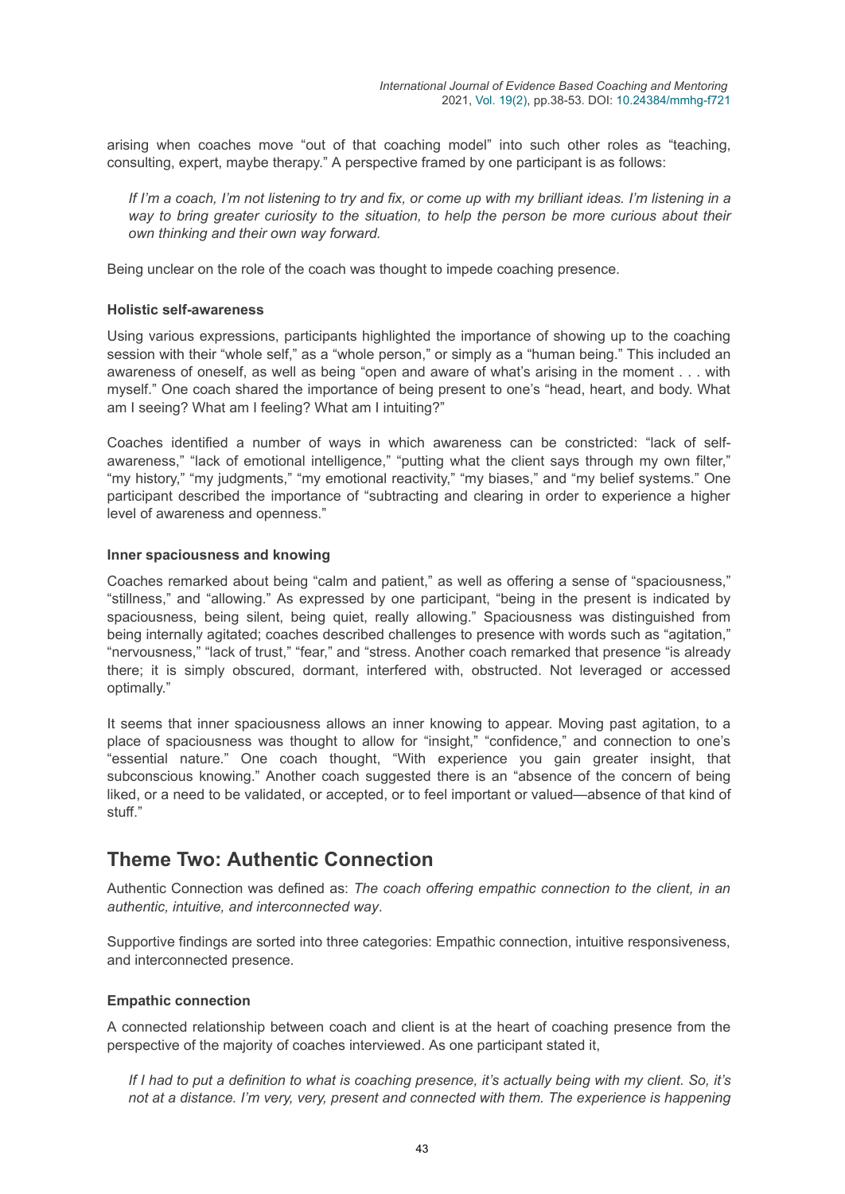arising when coaches move "out of that coaching model" into such other roles as "teaching, consulting, expert, maybe therapy." A perspective framed by one participant is as follows:

> *If I'm a coach, I'm not listening to try and fix, or come up with my brilliant ideas. I'm listening in a way to bring greater curiosity to the situation, to help the person be more curious about their own thinking and their own way forward.*

Being unclear on the role of the coach was thought to impede coaching presence.

#### Holistic self-awareness

Using various expressions, participants highlighted the importance of showing up to the coaching session with their "whole self," as a "whole person," or simply as a "human being." This included an awareness of oneself, as well as being "open and aware of what's arising in the moment . . . with myself." One coach shared the importance of being present to one's "head, heart, and body. What am I seeing? What am I feeling? What am I intuiting?"

Coaches identified a number of ways in which awareness can be constricted: "lack of self-awareness," "lack of emotional intelligence," "putting what the client says through my own filter," "my history," "my judgments," "my emotional reactivity," "my biases," and "my belief systems." One participant described the importance of "subtracting and clearing in order to experience a higher level of awareness and openness."

#### Inner spaciousness and knowing

Coaches remarked about being "calm and patient," as well as offering a sense of "spaciousness," "stillness," and "allowing." As expressed by one participant, "being in the present is indicated by spaciousness, being silent, being quiet, really allowing." Spaciousness was distinguished from being internally agitated; coaches described challenges to presence with words such as "agitation," "nervousness," "lack of trust," "fear," and "stress. Another coach remarked that presence "is already there; it is simply obscured, dormant, interfered with, obstructed. Not leveraged or accessed optimally."

It seems that inner spaciousness allows an inner knowing to appear. Moving past agitation, to a place of spaciousness was thought to allow for "insight," "confidence," and connection to one's "essential nature." One coach thought, "With experience you gain greater insight, that subconscious knowing." Another coach suggested there is an "absence of the concern of being liked, or a need to be validated, or accepted, or to feel important or valued—absence of that kind of stuff."

## Theme Two: Authentic Connection

Authentic Connection was defined as: *The coach offering empathic connection to the client, in an authentic, intuitive, and interconnected way*.

Supportive findings are sorted into three categories: Empathic connection, intuitive responsiveness, and interconnected presence.

#### Empathic connection

A connected relationship between coach and client is at the heart of coaching presence from the perspective of the majority of coaches interviewed. As one participant stated it,

> *If I had to put a definition to what is coaching presence, it's actually being with my client. So, it's not at a distance. I'm very, very, present and connected with them. The experience is happening*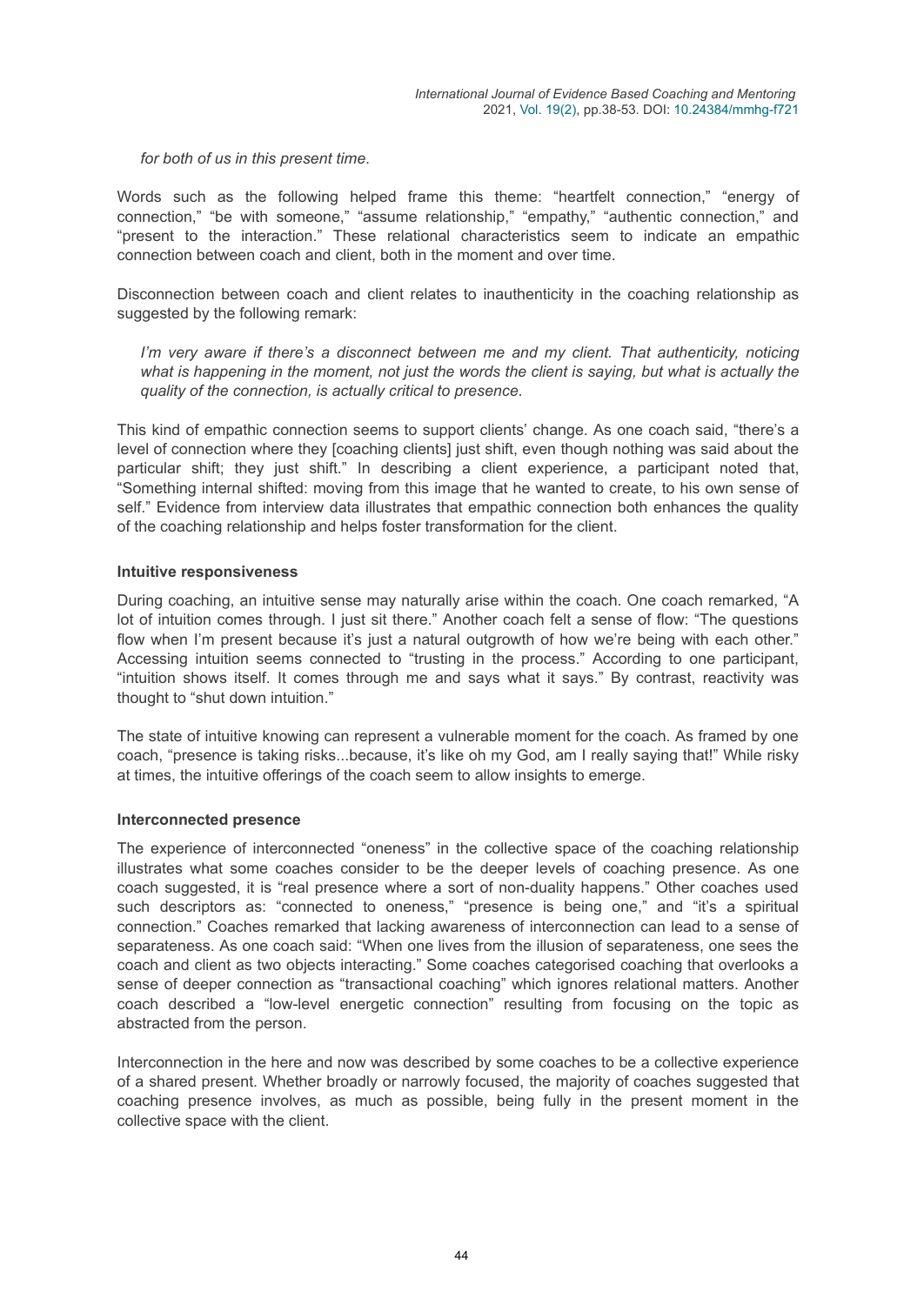*for both of us in this present time.*

Words such as the following helped frame this theme: "heartfelt connection," "energy of connection," "be with someone," "assume relationship," "empathy," "authentic connection," and "present to the interaction." These relational characteristics seem to indicate an empathic connection between coach and client, both in the moment and over time.

Disconnection between coach and client relates to inauthenticity in the coaching relationship as suggested by the following remark:

> *I'm very aware if there's a disconnect between me and my client. That authenticity, noticing what is happening in the moment, not just the words the client is saying, but what is actually the quality of the connection, is actually critical to presence.*

This kind of empathic connection seems to support clients' change. As one coach said, "there's a level of connection where they [coaching clients] just shift, even though nothing was said about the particular shift; they just shift." In describing a client experience, a participant noted that, "Something internal shifted: moving from this image that he wanted to create, to his own sense of self." Evidence from interview data illustrates that empathic connection both enhances the quality of the coaching relationship and helps foster transformation for the client.

### Intuitive responsiveness

During coaching, an intuitive sense may naturally arise within the coach. One coach remarked, "A lot of intuition comes through. I just sit there." Another coach felt a sense of flow: "The questions flow when I'm present because it's just a natural outgrowth of how we're being with each other." Accessing intuition seems connected to "trusting in the process." According to one participant, "intuition shows itself. It comes through me and says what it says." By contrast, reactivity was thought to "shut down intuition."

The state of intuitive knowing can represent a vulnerable moment for the coach. As framed by one coach, "presence is taking risks...because, it's like oh my God, am I really saying that!" While risky at times, the intuitive offerings of the coach seem to allow insights to emerge.

### Interconnected presence

The experience of interconnected "oneness" in the collective space of the coaching relationship illustrates what some coaches consider to be the deeper levels of coaching presence. As one coach suggested, it is "real presence where a sort of non-duality happens." Other coaches used such descriptors as: "connected to oneness," "presence is being one," and "it's a spiritual connection." Coaches remarked that lacking awareness of interconnection can lead to a sense of separateness. As one coach said: "When one lives from the illusion of separateness, one sees the coach and client as two objects interacting." Some coaches categorised coaching that overlooks a sense of deeper connection as "transactional coaching" which ignores relational matters. Another coach described a "low-level energetic connection" resulting from focusing on the topic as abstracted from the person.

Interconnection in the here and now was described by some coaches to be a collective experience of a shared present. Whether broadly or narrowly focused, the majority of coaches suggested that coaching presence involves, as much as possible, being fully in the present moment in the collective space with the client.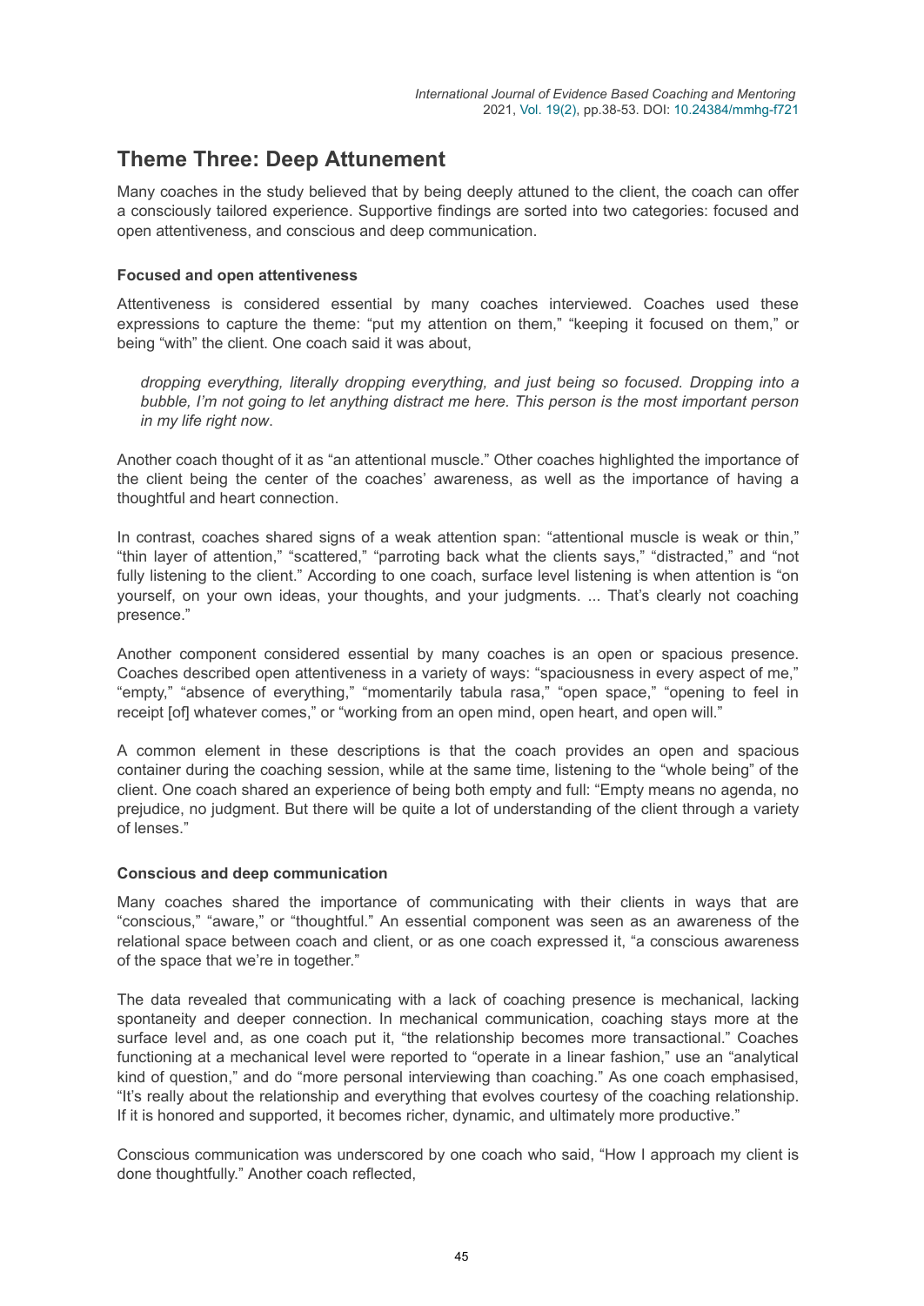## Theme Three: Deep Attunement

Many coaches in the study believed that by being deeply attuned to the client, the coach can offer a consciously tailored experience. Supportive findings are sorted into two categories: focused and open attentiveness, and conscious and deep communication.

### Focused and open attentiveness

Attentiveness is considered essential by many coaches interviewed. Coaches used these expressions to capture the theme: "put my attention on them," "keeping it focused on them," or being "with" the client. One coach said it was about,

> *dropping everything, literally dropping everything, and just being so focused. Dropping into a bubble, I'm not going to let anything distract me here. This person is the most important person in my life right now*.

Another coach thought of it as "an attentional muscle." Other coaches highlighted the importance of the client being the center of the coaches' awareness, as well as the importance of having a thoughtful and heart connection.

In contrast, coaches shared signs of a weak attention span: "attentional muscle is weak or thin," "thin layer of attention," "scattered," "parroting back what the clients says," "distracted," and "not fully listening to the client." According to one coach, surface level listening is when attention is "on yourself, on your own ideas, your thoughts, and your judgments. ... That's clearly not coaching presence."

Another component considered essential by many coaches is an open or spacious presence. Coaches described open attentiveness in a variety of ways: "spaciousness in every aspect of me," "empty," "absence of everything," "momentarily tabula rasa," "open space," "opening to feel in receipt [of] whatever comes," or "working from an open mind, open heart, and open will."

A common element in these descriptions is that the coach provides an open and spacious container during the coaching session, while at the same time, listening to the "whole being" of the client. One coach shared an experience of being both empty and full: "Empty means no agenda, no prejudice, no judgment. But there will be quite a lot of understanding of the client through a variety of lenses."

### Conscious and deep communication

Many coaches shared the importance of communicating with their clients in ways that are "conscious," "aware," or "thoughtful." An essential component was seen as an awareness of the relational space between coach and client, or as one coach expressed it, "a conscious awareness of the space that we're in together."

The data revealed that communicating with a lack of coaching presence is mechanical, lacking spontaneity and deeper connection. In mechanical communication, coaching stays more at the surface level and, as one coach put it, "the relationship becomes more transactional." Coaches functioning at a mechanical level were reported to "operate in a linear fashion," use an "analytical kind of question," and do "more personal interviewing than coaching." As one coach emphasised, "It's really about the relationship and everything that evolves courtesy of the coaching relationship. If it is honored and supported, it becomes richer, dynamic, and ultimately more productive."

Conscious communication was underscored by one coach who said, "How I approach my client is done thoughtfully." Another coach reflected,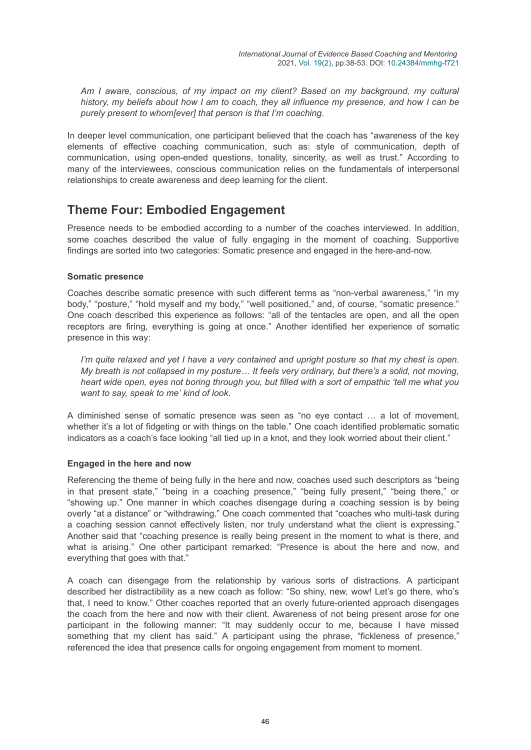*Am I aware, conscious, of my impact on my client? Based on my background, my cultural history, my beliefs about how I am to coach, they all influence my presence, and how I can be purely present to whom[ever] that person is that I'm coaching*.

In deeper level communication, one participant believed that the coach has "awareness of the key elements of effective coaching communication, such as: style of communication, depth of communication, using open-ended questions, tonality, sincerity, as well as trust." According to many of the interviewees, conscious communication relies on the fundamentals of interpersonal relationships to create awareness and deep learning for the client.

## Theme Four: Embodied Engagement

Presence needs to be embodied according to a number of the coaches interviewed. In addition, some coaches described the value of fully engaging in the moment of coaching. Supportive findings are sorted into two categories: Somatic presence and engaged in the here-and-now.

### Somatic presence

Coaches describe somatic presence with such different terms as "non-verbal awareness," "in my body," "posture," "hold myself and my body," "well positioned," and, of course, "somatic presence." One coach described this experience as follows: "all of the tentacles are open, and all the open receptors are firing, everything is going at once." Another identified her experience of somatic presence in this way:

*I'm quite relaxed and yet I have a very contained and upright posture so that my chest is open. My breath is not collapsed in my posture… It feels very ordinary, but there's a solid, not moving, heart wide open, eyes not boring through you, but filled with a sort of empathic 'tell me what you want to say, speak to me' kind of look*.

A diminished sense of somatic presence was seen as "no eye contact … a lot of movement, whether it's a lot of fidgeting or with things on the table." One coach identified problematic somatic indicators as a coach's face looking "all tied up in a knot, and they look worried about their client."

### Engaged in the here and now

Referencing the theme of being fully in the here and now, coaches used such descriptors as "being in that present state," "being in a coaching presence," "being fully present," "being there," or "showing up." One manner in which coaches disengage during a coaching session is by being overly "at a distance" or "withdrawing." One coach commented that "coaches who multi-task during a coaching session cannot effectively listen, nor truly understand what the client is expressing." Another said that "coaching presence is really being present in the moment to what is there, and what is arising." One other participant remarked: "Presence is about the here and now, and everything that goes with that."

A coach can disengage from the relationship by various sorts of distractions. A participant described her distractibility as a new coach as follow: "So shiny, new, wow! Let's go there, who's that, I need to know." Other coaches reported that an overly future-oriented approach disengages the coach from the here and now with their client. Awareness of not being present arose for one participant in the following manner: "It may suddenly occur to me, because I have missed something that my client has said." A participant using the phrase, "fickleness of presence," referenced the idea that presence calls for ongoing engagement from moment to moment.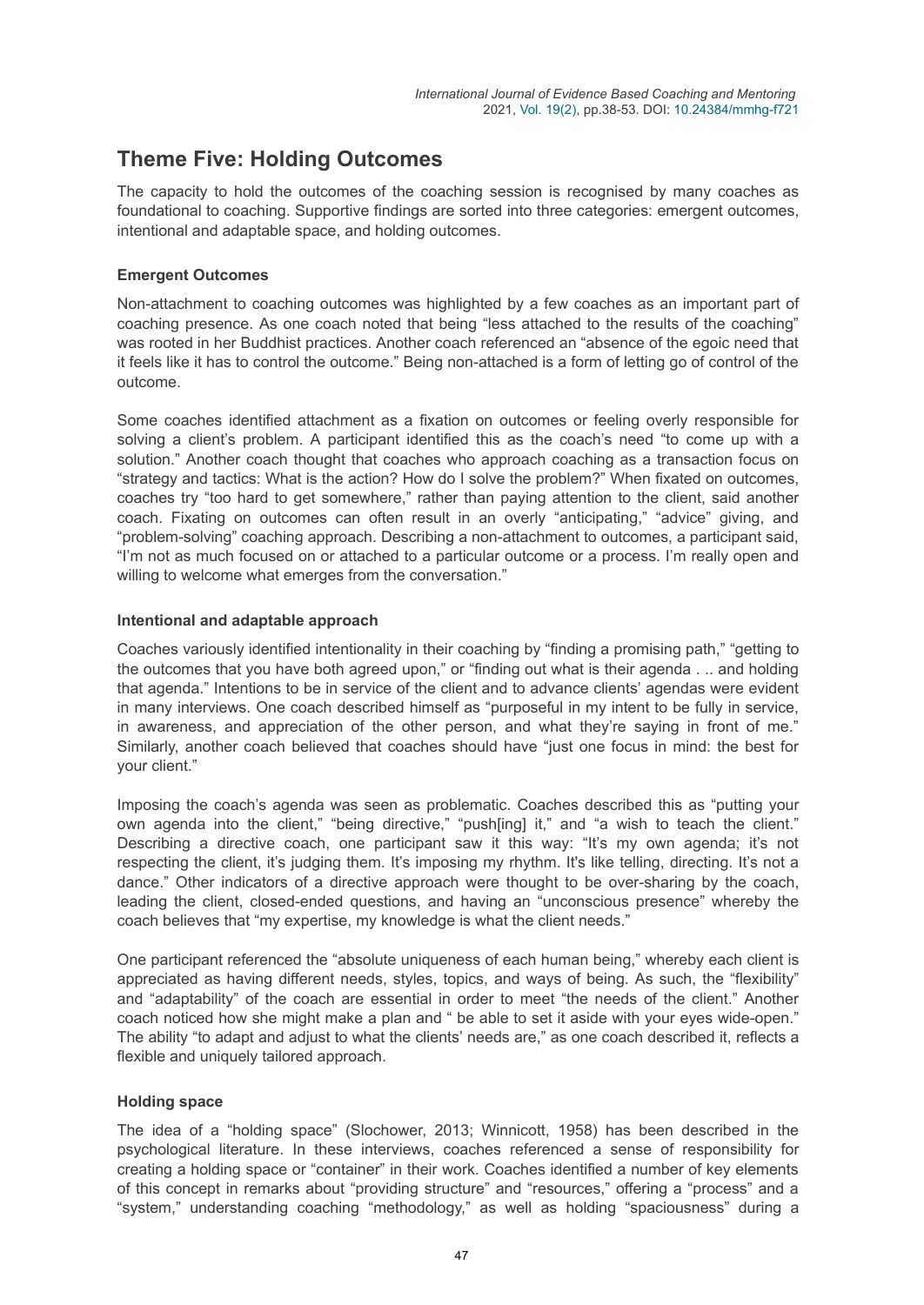## Theme Five: Holding Outcomes

The capacity to hold the outcomes of the coaching session is recognised by many coaches as foundational to coaching. Supportive findings are sorted into three categories: emergent outcomes, intentional and adaptable space, and holding outcomes.

### Emergent Outcomes

Non-attachment to coaching outcomes was highlighted by a few coaches as an important part of coaching presence. As one coach noted that being "less attached to the results of the coaching" was rooted in her Buddhist practices. Another coach referenced an "absence of the egoic need that it feels like it has to control the outcome." Being non-attached is a form of letting go of control of the outcome.

Some coaches identified attachment as a fixation on outcomes or feeling overly responsible for solving a client's problem. A participant identified this as the coach's need "to come up with a solution." Another coach thought that coaches who approach coaching as a transaction focus on "strategy and tactics: What is the action? How do I solve the problem?" When fixated on outcomes, coaches try "too hard to get somewhere," rather than paying attention to the client, said another coach. Fixating on outcomes can often result in an overly "anticipating," "advice" giving, and "problem-solving" coaching approach. Describing a non-attachment to outcomes, a participant said, "I'm not as much focused on or attached to a particular outcome or a process. I'm really open and willing to welcome what emerges from the conversation."

### Intentional and adaptable approach

Coaches variously identified intentionality in their coaching by "finding a promising path," "getting to the outcomes that you have both agreed upon," or "finding out what is their agenda . .. and holding that agenda." Intentions to be in service of the client and to advance clients' agendas were evident in many interviews. One coach described himself as "purposeful in my intent to be fully in service, in awareness, and appreciation of the other person, and what they're saying in front of me." Similarly, another coach believed that coaches should have "just one focus in mind: the best for your client."

Imposing the coach's agenda was seen as problematic. Coaches described this as "putting your own agenda into the client," "being directive," "push[ing] it," and "a wish to teach the client." Describing a directive coach, one participant saw it this way: "It's my own agenda; it's not respecting the client, it's judging them. It's imposing my rhythm. It's like telling, directing. It's not a dance." Other indicators of a directive approach were thought to be over-sharing by the coach, leading the client, closed-ended questions, and having an "unconscious presence" whereby the coach believes that "my expertise, my knowledge is what the client needs."

One participant referenced the "absolute uniqueness of each human being," whereby each client is appreciated as having different needs, styles, topics, and ways of being. As such, the "flexibility" and "adaptability" of the coach are essential in order to meet "the needs of the client." Another coach noticed how she might make a plan and " be able to set it aside with your eyes wide-open." The ability "to adapt and adjust to what the clients' needs are," as one coach described it, reflects a flexible and uniquely tailored approach.

### Holding space

The idea of a "holding space" (Slochower, 2013; Winnicott, 1958) has been described in the psychological literature. In these interviews, coaches referenced a sense of responsibility for creating a holding space or "container" in their work. Coaches identified a number of key elements of this concept in remarks about "providing structure" and "resources," offering a "process" and a "system," understanding coaching "methodology," as well as holding "spaciousness" during a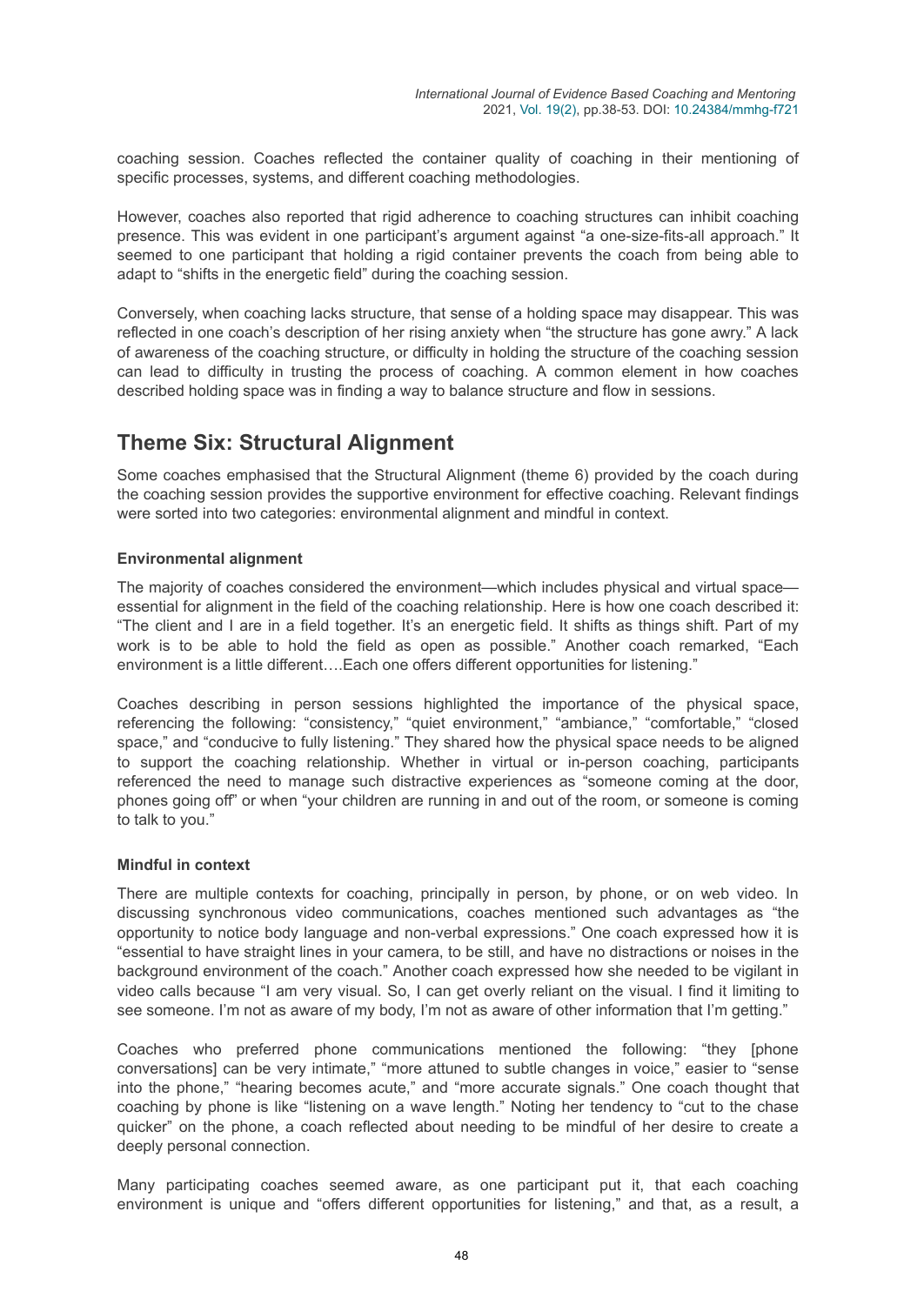coaching session. Coaches reflected the container quality of coaching in their mentioning of specific processes, systems, and different coaching methodologies.

However, coaches also reported that rigid adherence to coaching structures can inhibit coaching presence. This was evident in one participant's argument against "a one-size-fits-all approach." It seemed to one participant that holding a rigid container prevents the coach from being able to adapt to "shifts in the energetic field" during the coaching session.

Conversely, when coaching lacks structure, that sense of a holding space may disappear. This was reflected in one coach's description of her rising anxiety when "the structure has gone awry." A lack of awareness of the coaching structure, or difficulty in holding the structure of the coaching session can lead to difficulty in trusting the process of coaching. A common element in how coaches described holding space was in finding a way to balance structure and flow in sessions.

## Theme Six: Structural Alignment

Some coaches emphasised that the Structural Alignment (theme 6) provided by the coach during the coaching session provides the supportive environment for effective coaching. Relevant findings were sorted into two categories: environmental alignment and mindful in context.

### Environmental alignment

The majority of coaches considered the environment—which includes physical and virtual space—essential for alignment in the field of the coaching relationship. Here is how one coach described it: "The client and I are in a field together. It's an energetic field. It shifts as things shift. Part of my work is to be able to hold the field as open as possible." Another coach remarked, "Each environment is a little different….Each one offers different opportunities for listening."

Coaches describing in person sessions highlighted the importance of the physical space, referencing the following: "consistency," "quiet environment," "ambiance," "comfortable," "closed space," and "conducive to fully listening." They shared how the physical space needs to be aligned to support the coaching relationship. Whether in virtual or in-person coaching, participants referenced the need to manage such distractive experiences as "someone coming at the door, phones going off" or when "your children are running in and out of the room, or someone is coming to talk to you."

### Mindful in context

There are multiple contexts for coaching, principally in person, by phone, or on web video. In discussing synchronous video communications, coaches mentioned such advantages as "the opportunity to notice body language and non-verbal expressions." One coach expressed how it is "essential to have straight lines in your camera, to be still, and have no distractions or noises in the background environment of the coach." Another coach expressed how she needed to be vigilant in video calls because "I am very visual. So, I can get overly reliant on the visual. I find it limiting to see someone. I'm not as aware of my body, I'm not as aware of other information that I'm getting."

Coaches who preferred phone communications mentioned the following: "they [phone conversations] can be very intimate," "more attuned to subtle changes in voice," easier to "sense into the phone," "hearing becomes acute," and "more accurate signals." One coach thought that coaching by phone is like "listening on a wave length." Noting her tendency to "cut to the chase quicker" on the phone, a coach reflected about needing to be mindful of her desire to create a deeply personal connection.

Many participating coaches seemed aware, as one participant put it, that each coaching environment is unique and "offers different opportunities for listening," and that, as a result, a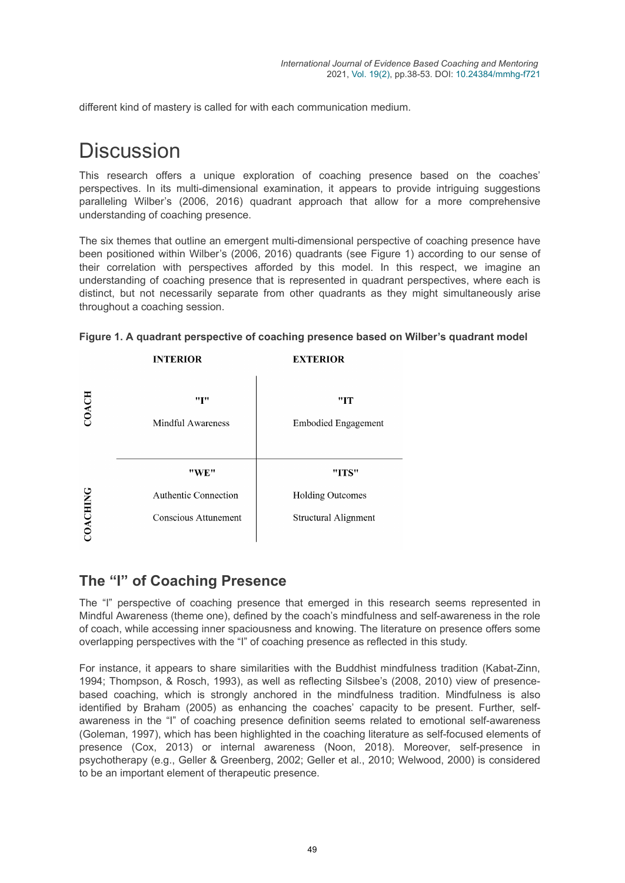different kind of mastery is called for with each communication medium.

# Discussion

This research offers a unique exploration of coaching presence based on the coaches' perspectives. In its multi-dimensional examination, it appears to provide intriguing suggestions paralleling Wilber's (2006, 2016) quadrant approach that allow for a more comprehensive understanding of coaching presence.

The six themes that outline an emergent multi-dimensional perspective of coaching presence have been positioned within Wilber's (2006, 2016) quadrants (see Figure 1) according to our sense of their correlation with perspectives afforded by this model. In this respect, we imagine an understanding of coaching presence that is represented in quadrant perspectives, where each is distinct, but not necessarily separate from other quadrants as they might simultaneously arise throughout a coaching session.

**Figure 1. A quadrant perspective of coaching presence based on Wilber's quadrant model**

| | INTERIOR | EXTERIOR |
|---|---|---|
| COACH | "I"<br>Mindful Awareness | "IT<br>Embodied Engagement |
| COACHING | "WE"<br>Authentic Connection<br>Conscious Attunement | "ITS"<br>Holding Outcomes<br>Structural Alignment |

## The "I" of Coaching Presence

The "I" perspective of coaching presence that emerged in this research seems represented in Mindful Awareness (theme one), defined by the coach's mindfulness and self-awareness in the role of coach, while accessing inner spaciousness and knowing. The literature on presence offers some overlapping perspectives with the "I" of coaching presence as reflected in this study.

For instance, it appears to share similarities with the Buddhist mindfulness tradition (Kabat-Zinn, 1994; Thompson, & Rosch, 1993), as well as reflecting Silsbee's (2008, 2010) view of presence-based coaching, which is strongly anchored in the mindfulness tradition. Mindfulness is also identified by Braham (2005) as enhancing the coaches' capacity to be present. Further, self-awareness in the "I" of coaching presence definition seems related to emotional self-awareness (Goleman, 1997), which has been highlighted in the coaching literature as self-focused elements of presence (Cox, 2013) or internal awareness (Noon, 2018). Moreover, self-presence in psychotherapy (e.g., Geller & Greenberg, 2002; Geller et al., 2010; Welwood, 2000) is considered to be an important element of therapeutic presence.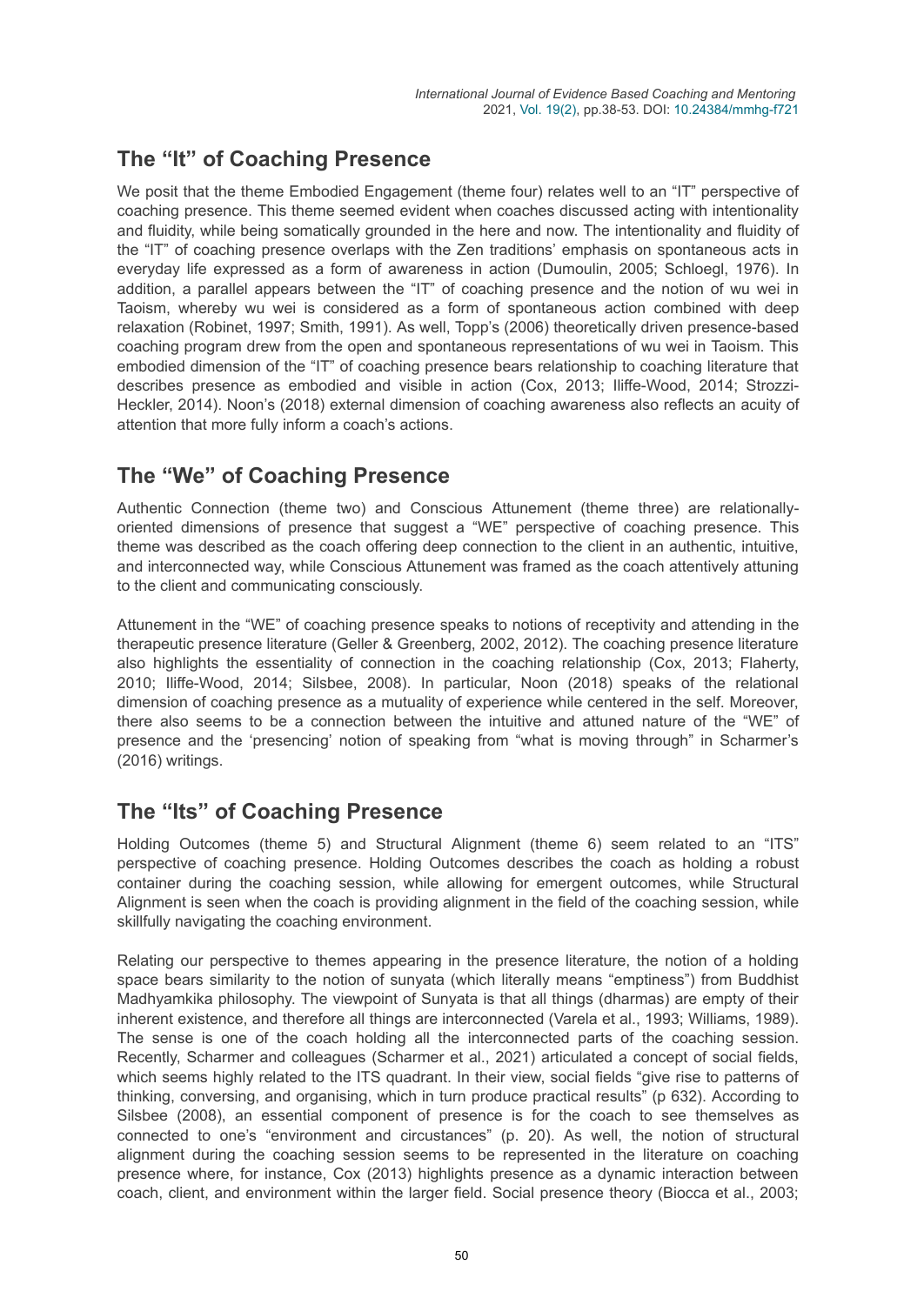## The "It" of Coaching Presence

We posit that the theme Embodied Engagement (theme four) relates well to an "IT" perspective of coaching presence. This theme seemed evident when coaches discussed acting with intentionality and fluidity, while being somatically grounded in the here and now. The intentionality and fluidity of the "IT" of coaching presence overlaps with the Zen traditions' emphasis on spontaneous acts in everyday life expressed as a form of awareness in action (Dumoulin, 2005; Schloegl, 1976). In addition, a parallel appears between the "IT" of coaching presence and the notion of wu wei in Taoism, whereby wu wei is considered as a form of spontaneous action combined with deep relaxation (Robinet, 1997; Smith, 1991). As well, Topp's (2006) theoretically driven presence-based coaching program drew from the open and spontaneous representations of wu wei in Taoism. This embodied dimension of the "IT" of coaching presence bears relationship to coaching literature that describes presence as embodied and visible in action (Cox, 2013; Iliffe-Wood, 2014; Strozzi-Heckler, 2014). Noon's (2018) external dimension of coaching awareness also reflects an acuity of attention that more fully inform a coach's actions.

## The "We" of Coaching Presence

Authentic Connection (theme two) and Conscious Attunement (theme three) are relationally-oriented dimensions of presence that suggest a "WE" perspective of coaching presence. This theme was described as the coach offering deep connection to the client in an authentic, intuitive, and interconnected way, while Conscious Attunement was framed as the coach attentively attuning to the client and communicating consciously.

Attunement in the "WE" of coaching presence speaks to notions of receptivity and attending in the therapeutic presence literature (Geller & Greenberg, 2002, 2012). The coaching presence literature also highlights the essentiality of connection in the coaching relationship (Cox, 2013; Flaherty, 2010; Iliffe-Wood, 2014; Silsbee, 2008). In particular, Noon (2018) speaks of the relational dimension of coaching presence as a mutuality of experience while centered in the self. Moreover, there also seems to be a connection between the intuitive and attuned nature of the "WE" of presence and the 'presencing' notion of speaking from "what is moving through" in Scharmer's (2016) writings.

## The "Its" of Coaching Presence

Holding Outcomes (theme 5) and Structural Alignment (theme 6) seem related to an "ITS" perspective of coaching presence. Holding Outcomes describes the coach as holding a robust container during the coaching session, while allowing for emergent outcomes, while Structural Alignment is seen when the coach is providing alignment in the field of the coaching session, while skillfully navigating the coaching environment.

Relating our perspective to themes appearing in the presence literature, the notion of a holding space bears similarity to the notion of sunyata (which literally means "emptiness") from Buddhist Madhyamkika philosophy. The viewpoint of Sunyata is that all things (dharmas) are empty of their inherent existence, and therefore all things are interconnected (Varela et al., 1993; Williams, 1989). The sense is one of the coach holding all the interconnected parts of the coaching session. Recently, Scharmer and colleagues (Scharmer et al., 2021) articulated a concept of social fields, which seems highly related to the ITS quadrant. In their view, social fields "give rise to patterns of thinking, conversing, and organising, which in turn produce practical results" (p 632). According to Silsbee (2008), an essential component of presence is for the coach to see themselves as connected to one's "environment and circumstances" (p. 20). As well, the notion of structural alignment during the coaching session seems to be represented in the literature on coaching presence where, for instance, Cox (2013) highlights presence as a dynamic interaction between coach, client, and environment within the larger field. Social presence theory (Biocca et al., 2003;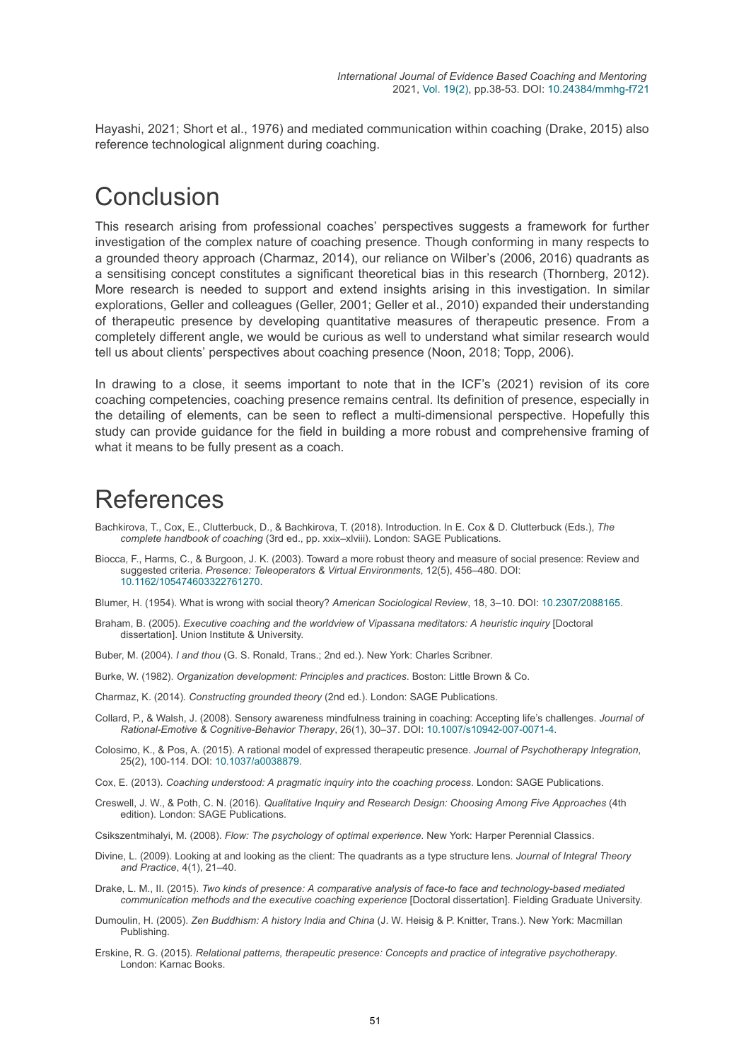Hayashi, 2021; Short et al., 1976) and mediated communication within coaching (Drake, 2015) also reference technological alignment during coaching.

# Conclusion

This research arising from professional coaches' perspectives suggests a framework for further investigation of the complex nature of coaching presence. Though conforming in many respects to a grounded theory approach (Charmaz, 2014), our reliance on Wilber's (2006, 2016) quadrants as a sensitising concept constitutes a significant theoretical bias in this research (Thornberg, 2012). More research is needed to support and extend insights arising in this investigation. In similar explorations, Geller and colleagues (Geller, 2001; Geller et al., 2010) expanded their understanding of therapeutic presence by developing quantitative measures of therapeutic presence. From a completely different angle, we would be curious as well to understand what similar research would tell us about clients' perspectives about coaching presence (Noon, 2018; Topp, 2006).

In drawing to a close, it seems important to note that in the ICF's (2021) revision of its core coaching competencies, coaching presence remains central. Its definition of presence, especially in the detailing of elements, can be seen to reflect a multi-dimensional perspective. Hopefully this study can provide guidance for the field in building a more robust and comprehensive framing of what it means to be fully present as a coach.

# References

Bachkirova, T., Cox, E., Clutterbuck, D., & Bachkirova, T. (2018). Introduction. In E. Cox & D. Clutterbuck (Eds.), *The complete handbook of coaching* (3rd ed., pp. xxix–xlviii). London: SAGE Publications.

Biocca, F., Harms, C., & Burgoon, J. K. (2003). Toward a more robust theory and measure of social presence: Review and suggested criteria. *Presence: Teleoperators & Virtual Environments*, 12(5), 456–480. DOI: 10.1162/105474603322761270.

Blumer, H. (1954). What is wrong with social theory? *American Sociological Review*, 18, 3–10. DOI: 10.2307/2088165.

Braham, B. (2005). *Executive coaching and the worldview of Vipassana meditators: A heuristic inquiry* [Doctoral dissertation]. Union Institute & University.

Buber, M. (2004). *I and thou* (G. S. Ronald, Trans.; 2nd ed.). New York: Charles Scribner.

Burke, W. (1982). *Organization development: Principles and practices*. Boston: Little Brown & Co.

Charmaz, K. (2014). *Constructing grounded theory* (2nd ed.). London: SAGE Publications.

Collard, P., & Walsh, J. (2008). Sensory awareness mindfulness training in coaching: Accepting life's challenges. *Journal of Rational-Emotive & Cognitive-Behavior Therapy*, 26(1), 30–37. DOI: 10.1007/s10942-007-0071-4.

Colosimo, K., & Pos, A. (2015). A rational model of expressed therapeutic presence. *Journal of Psychotherapy Integration*, 25(2), 100-114. DOI: 10.1037/a0038879.

Cox, E. (2013). *Coaching understood: A pragmatic inquiry into the coaching process*. London: SAGE Publications.

Creswell, J. W., & Poth, C. N. (2016). *Qualitative Inquiry and Research Design: Choosing Among Five Approaches* (4th edition). London: SAGE Publications.

Csikszentmihalyi, M. (2008). *Flow: The psychology of optimal experience*. New York: Harper Perennial Classics.

Divine, L. (2009). Looking at and looking as the client: The quadrants as a type structure lens. *Journal of Integral Theory and Practice*, 4(1), 21–40.

Drake, L. M., II. (2015). *Two kinds of presence: A comparative analysis of face-to face and technology-based mediated communication methods and the executive coaching experience* [Doctoral dissertation]. Fielding Graduate University.

Dumoulin, H. (2005). *Zen Buddhism: A history India and China* (J. W. Heisig & P. Knitter, Trans.). New York: Macmillan Publishing.

Erskine, R. G. (2015). *Relational patterns, therapeutic presence: Concepts and practice of integrative psychotherapy*. London: Karnac Books.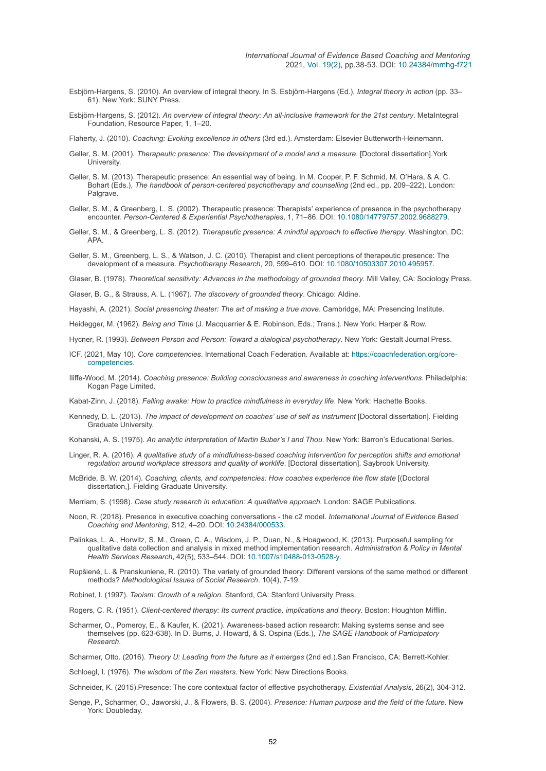Esbjörn-Hargens, S. (2010). An overview of integral theory. In S. Esbjörn-Hargens (Ed.), *Integral theory in action* (pp. 33–61). New York: SUNY Press.

Esbjörn-Hargens, S. (2012). *An overview of integral theory: An all-inclusive framework for the 21st century*. MetaIntegral Foundation, Resource Paper, 1, 1–20.

Flaherty, J. (2010). *Coaching: Evoking excellence in others* (3rd ed.). Amsterdam: Elsevier Butterworth-Heinemann.

Geller, S. M. (2001). *Therapeutic presence: The development of a model and a measure*. [Doctoral dissertation].York University.

Geller, S. M. (2013). Therapeutic presence: An essential way of being. In M. Cooper, P. F. Schmid, M. O'Hara, & A. C. Bohart (Eds.), *The handbook of person-centered psychotherapy and counselling* (2nd ed., pp. 209–222). London: Palgrave.

Geller, S. M., & Greenberg, L. S. (2002). Therapeutic presence: Therapists' experience of presence in the psychotherapy encounter. *Person-Centered & Experiential Psychotherapies*, 1, 71–86. DOI: 10.1080/14779757.2002.9688279.

Geller, S. M., & Greenberg, L. S. (2012). *Therapeutic presence: A mindful approach to effective therapy*. Washington, DC: APA.

Geller, S. M., Greenberg, L. S., & Watson, J. C. (2010). Therapist and client perceptions of therapeutic presence: The development of a measure. *Psychotherapy Research*, 20, 599–610. DOI: 10.1080/10503307.2010.495957.

Glaser, B. (1978). *Theoretical sensitivity: Advances in the methodology of grounded theory*. Mill Valley, CA: Sociology Press.

Glaser, B. G., & Strauss, A. L. (1967). *The discovery of grounded theory*. Chicago: Aldine.

Hayashi, A. (2021). *Social presencing theater: The art of making a true move*. Cambridge, MA: Presencing Institute.

Heidegger, M. (1962). *Being and Time* (J. Macquarrier & E. Robinson, Eds.; Trans.). New York: Harper & Row.

Hycner, R. (1993). *Between Person and Person: Toward a dialogical psychotherapy*. New York: Gestalt Journal Press.

ICF. (2021, May 10). *Core competencies*. International Coach Federation. Available at: https://coachfederation.org/core-competencies.

Iliffe-Wood, M. (2014). *Coaching presence: Building consciousness and awareness in coaching interventions*. Philadelphia: Kogan Page Limited.

Kabat-Zinn, J. (2018). *Falling awake: How to practice mindfulness in everyday life*. New York: Hachette Books.

Kennedy, D. L. (2013). *The impact of development on coaches' use of self as instrument* [Doctoral dissertation]. Fielding Graduate University.

Kohanski, A. S. (1975). *An analytic interpretation of Martin Buber's I and Thou*. New York: Barron's Educational Series.

Linger, R. A. (2016). *A qualitative study of a mindfulness-based coaching intervention for perception shifts and emotional regulation around workplace stressors and quality of worklife*. [Doctoral dissertation]. Saybrook University.

McBride, B. W. (2014). *Coaching, clients, and competencies: How coaches experience the flow state* [(Doctoral dissertation,]. Fielding Graduate University.

Merriam, S. (1998). *Case study research in education: A qualitative approach*. London: SAGE Publications.

Noon, R. (2018). Presence in executive coaching conversations - the c2 model. *International Journal of Evidence Based Coaching and Mentoring*, S12, 4–20. DOI: 10.24384/000533.

Palinkas, L. A., Horwitz, S. M., Green, C. A., Wisdom, J. P., Duan, N., & Hoagwood, K. (2013). Purposeful sampling for qualitative data collection and analysis in mixed method implementation research. *Administration & Policy in Mental Health Services Research*, 42(5), 533–544. DOI: 10.1007/s10488-013-0528-y.

Rupšienė, L. & Pranskuniene, R. (2010). The variety of grounded theory: Different versions of the same method or different methods? *Methodological Issues of Social Research*. 10(4), 7-19.

Robinet, I. (1997). *Taoism: Growth of a religion*. Stanford, CA: Stanford University Press.

Rogers, C. R. (1951). *Client-centered therapy: Its current practice, implications and theory*. Boston: Houghton Mifflin.

Scharmer, O., Pomeroy, E., & Kaufer, K. (2021). Awareness-based action research: Making systems sense and see themselves (pp. 623-638). In D. Burns, J. Howard, & S. Ospina (Eds.), *The SAGE Handbook of Participatory Research*.

Scharmer, Otto. (2016). *Theory U: Leading from the future as it emerges* (2nd ed.).San Francisco, CA: Berrett-Kohler.

Schloegl, I. (1976). *The wisdom of the Zen masters*. New York: New Directions Books.

Schneider, K. (2015).Presence: The core contextual factor of effective psychotherapy. *Existential Analysis*, 26(2), 304-312.

Senge, P., Scharmer, O., Jaworski, J., & Flowers, B. S. (2004). *Presence: Human purpose and the field of the future*. New York: Doubleday.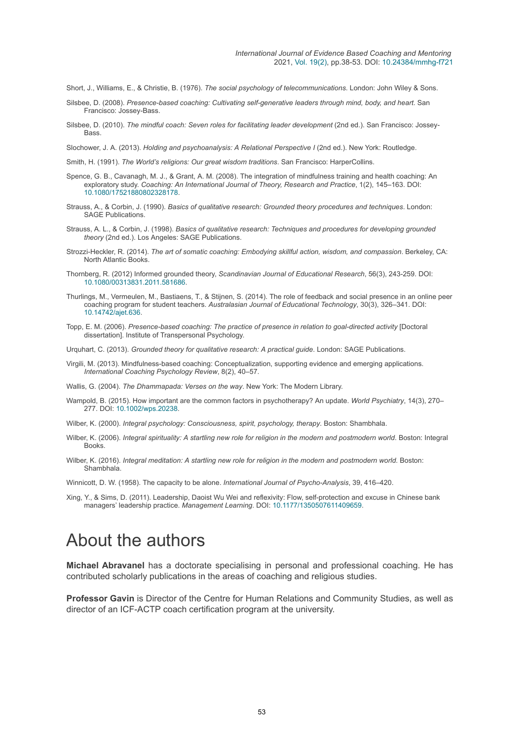Short, J., Williams, E., & Christie, B. (1976). *The social psychology of telecommunications*. London: John Wiley & Sons.

Silsbee, D. (2008). *Presence-based coaching: Cultivating self-generative leaders through mind, body, and heart*. San Francisco: Jossey-Bass.

Silsbee, D. (2010). *The mindful coach: Seven roles for facilitating leader development* (2nd ed.). San Francisco: Jossey-Bass.

Slochower, J. A. (2013). *Holding and psychoanalysis: A Relational Perspective I* (2nd ed.). New York: Routledge.

Smith, H. (1991). *The World's religions: Our great wisdom traditions*. San Francisco: HarperCollins.

Spence, G. B., Cavanagh, M. J., & Grant, A. M. (2008). The integration of mindfulness training and health coaching: An exploratory study. *Coaching: An International Journal of Theory, Research and Practice*, 1(2), 145–163. DOI: 10.1080/17521880802328178.

Strauss, A., & Corbin, J. (1990). *Basics of qualitative research: Grounded theory procedures and techniques*. London: SAGE Publications.

Strauss, A. L., & Corbin, J. (1998). *Basics of qualitative research: Techniques and procedures for developing grounded theory* (2nd ed.). Los Angeles: SAGE Publications.

Strozzi-Heckler, R. (2014). *The art of somatic coaching: Embodying skillful action, wisdom, and compassion*. Berkeley, CA: North Atlantic Books.

Thornberg, R. (2012) Informed grounded theory, *Scandinavian Journal of Educational Research*, 56(3), 243-259. DOI: 10.1080/00313831.2011.581686.

Thurlings, M., Vermeulen, M., Bastiaens, T., & Stijnen, S. (2014). The role of feedback and social presence in an online peer coaching program for student teachers. *Australasian Journal of Educational Technology*, 30(3), 326–341. DOI: 10.14742/ajet.636.

Topp, E. M. (2006). *Presence-based coaching: The practice of presence in relation to goal-directed activity* [Doctoral dissertation]. Institute of Transpersonal Psychology.

Urquhart, C. (2013). *Grounded theory for qualitative research: A practical guide*. London: SAGE Publications.

Virgili, M. (2013). Mindfulness-based coaching: Conceptualization, supporting evidence and emerging applications. *International Coaching Psychology Review*, 8(2), 40–57.

Wallis, G. (2004). *The Dhammapada: Verses on the way*. New York: The Modern Library.

Wampold, B. (2015). How important are the common factors in psychotherapy? An update. *World Psychiatry*, 14(3), 270–277. DOI: 10.1002/wps.20238.

Wilber, K. (2000). *Integral psychology: Consciousness, spirit, psychology, therapy*. Boston: Shambhala.

Wilber, K. (2006). *Integral spirituality: A startling new role for religion in the modern and postmodern world*. Boston: Integral Books.

Wilber, K. (2016). *Integral meditation: A startling new role for religion in the modern and postmodern world.* Boston: Shambhala.

Winnicott, D. W. (1958). The capacity to be alone. *International Journal of Psycho-Analysis*, 39, 416–420.

Xing, Y., & Sims, D. (2011). Leadership, Daoist Wu Wei and reflexivity: Flow, self-protection and excuse in Chinese bank managers' leadership practice. *Management Learning*. DOI: 10.1177/1350507611409659.

# About the authors

**Michael Abravanel** has a doctorate specialising in personal and professional coaching. He has contributed scholarly publications in the areas of coaching and religious studies.

**Professor Gavin** is Director of the Centre for Human Relations and Community Studies, as well as director of an ICF-ACTP coach certification program at the university.